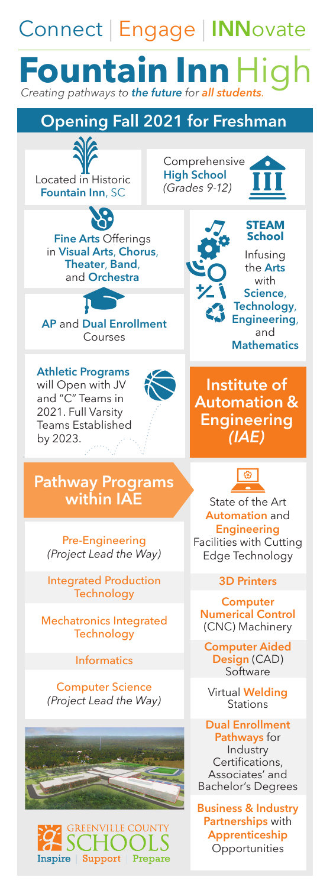Connect | Engage | **INN**ovate

# **Fountain Inn** High

*Creating pathways to **the future** for **all students**.*

## Opening Fall 2021 for Freshman

Located in Historic **Fountain Inn**, SC

Comprehensive **High School** *(Grades 9-12)*

**Fine Arts** Offerings in **Visual Arts**, **Chorus**, **Theater**, **Band**, and **Orchestra**

**AP** and **Dual Enrollment** Courses

**STEAM School**

Infusing the **Arts** with **Science**, **Technology**, **Engineering**, and **Mathematics**

**Athletic Programs** will Open with JV and "C" Teams in 2021. Full Varsity Teams Established by 2023.

## Institute of Automation & Engineering *(IAE)*

### Pathway Programs within IAE

- Pre-Engineering *(Project Lead the Way)*
- Integrated Production Technology
- Mechatronics Integrated Technology
- Informatics
- Computer Science *(Project Lead the Way)*

State of the Art **Automation** and **Engineering** Facilities with Cutting Edge Technology

- **3D Printers**
- **Computer Numerical Control** (CNC) Machinery
- **Computer Aided Design** (CAD) Software
- Virtual **Welding** Stations
- **Dual Enrollment Pathways** for Industry Certifications, Associates' and Bachelor's Degrees
- **Business & Industry Partnerships** with **Apprenticeship** Opportunities

GREENVILLE COUNTY SCHOOLS

Inspire | Support | Prepare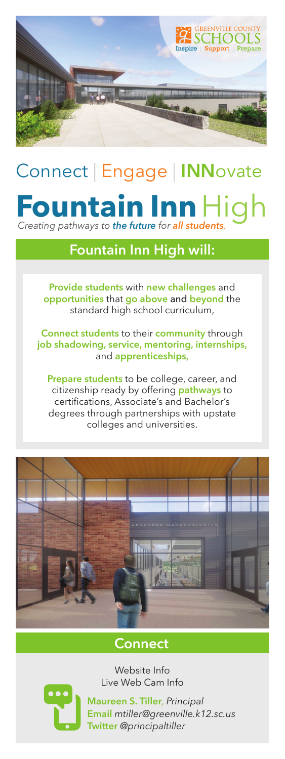Connect | Engage | **INN**ovate

# **Fountain Inn** High

*Creating pathways to **the future** for **all students**.*

## Fountain Inn High will:

**Provide students** with **new challenges** and **opportunities** that **go above** and **beyond** the standard high school curriculum,

**Connect students** to their **community** through **job shadowing, service, mentoring, internships,** and **apprenticeships,**

**Prepare students** to be college, career, and citizenship ready by offering **pathways** to certifications, Associate's and Bachelor's degrees through partnerships with upstate colleges and universities.

## Connect

Website Info
Live Web Cam Info

**Maureen S. Tiller**, *Principal*
**Email** *mtiller@greenville.k12.sc.us*
**Twitter** *@principaltiller*